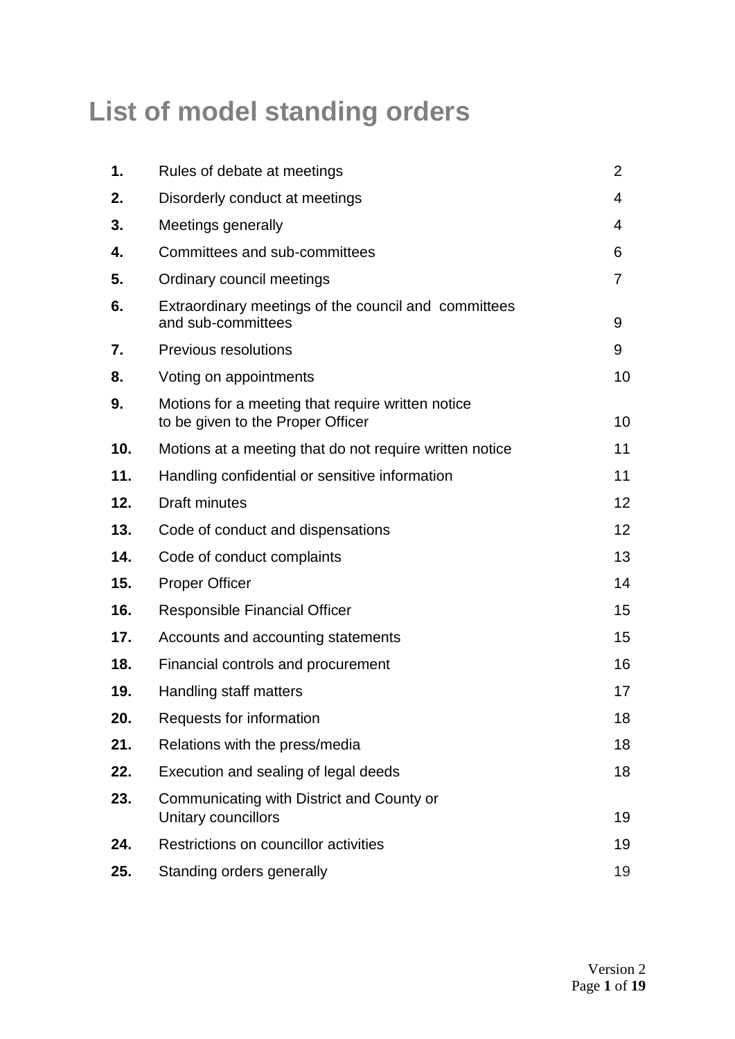# List of model standing orders

| | | |
|---|---|---|
| **1.** | Rules of debate at meetings | 2 |
| **2.** | Disorderly conduct at meetings | 4 |
| **3.** | Meetings generally | 4 |
| **4.** | Committees and sub-committees | 6 |
| **5.** | Ordinary council meetings | 7 |
| **6.** | Extraordinary meetings of the council and committees and sub-committees | 9 |
| **7.** | Previous resolutions | 9 |
| **8.** | Voting on appointments | 10 |
| **9.** | Motions for a meeting that require written notice to be given to the Proper Officer | 10 |
| **10.** | Motions at a meeting that do not require written notice | 11 |
| **11.** | Handling confidential or sensitive information | 11 |
| **12.** | Draft minutes | 12 |
| **13.** | Code of conduct and dispensations | 12 |
| **14.** | Code of conduct complaints | 13 |
| **15.** | Proper Officer | 14 |
| **16.** | Responsible Financial Officer | 15 |
| **17.** | Accounts and accounting statements | 15 |
| **18.** | Financial controls and procurement | 16 |
| **19.** | Handling staff matters | 17 |
| **20.** | Requests for information | 18 |
| **21.** | Relations with the press/media | 18 |
| **22.** | Execution and sealing of legal deeds | 18 |
| **23.** | Communicating with District and County or Unitary councillors | 19 |
| **24.** | Restrictions on councillor activities | 19 |
| **25.** | Standing orders generally | 19 |

Version 2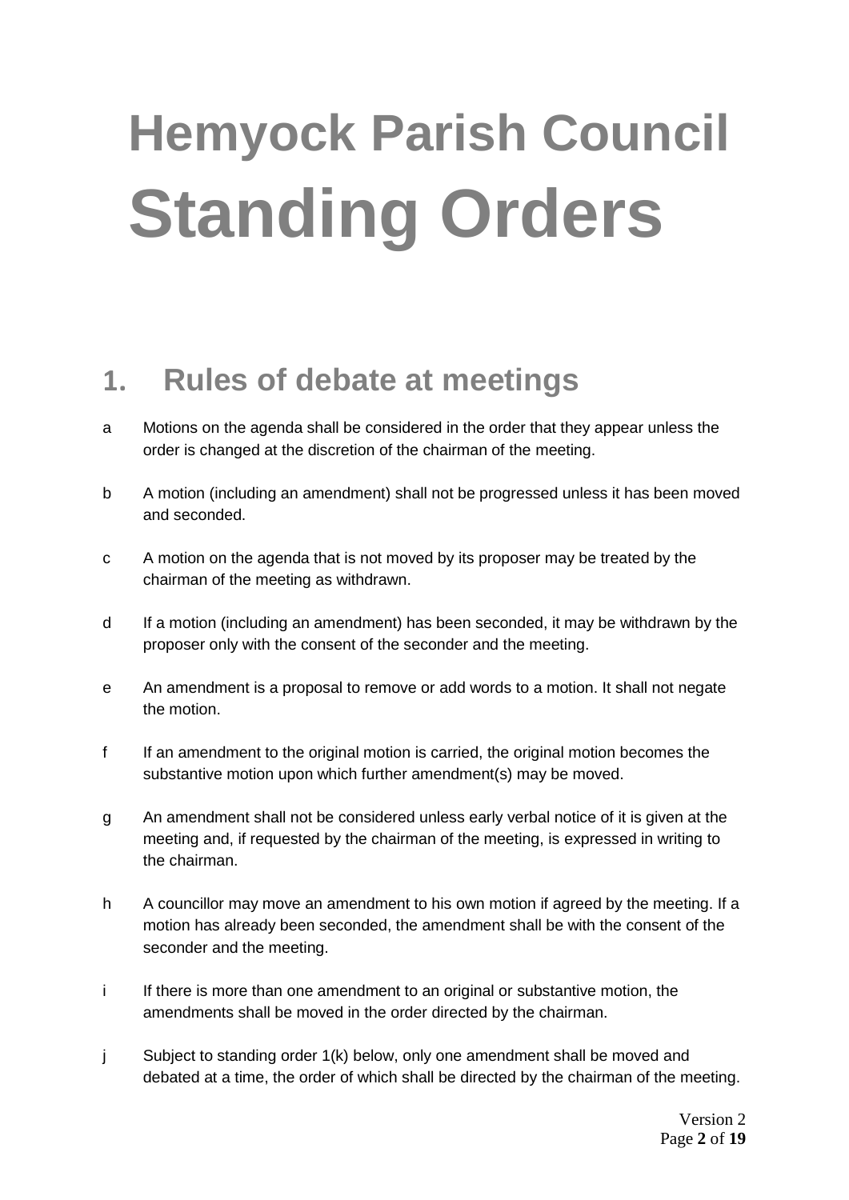# Hemyock Parish Council Standing Orders

## 1. Rules of debate at meetings

a Motions on the agenda shall be considered in the order that they appear unless the order is changed at the discretion of the chairman of the meeting.

b A motion (including an amendment) shall not be progressed unless it has been moved and seconded.

c A motion on the agenda that is not moved by its proposer may be treated by the chairman of the meeting as withdrawn.

d If a motion (including an amendment) has been seconded, it may be withdrawn by the proposer only with the consent of the seconder and the meeting.

e An amendment is a proposal to remove or add words to a motion. It shall not negate the motion.

f If an amendment to the original motion is carried, the original motion becomes the substantive motion upon which further amendment(s) may be moved.

g An amendment shall not be considered unless early verbal notice of it is given at the meeting and, if requested by the chairman of the meeting, is expressed in writing to the chairman.

h A councillor may move an amendment to his own motion if agreed by the meeting. If a motion has already been seconded, the amendment shall be with the consent of the seconder and the meeting.

i If there is more than one amendment to an original or substantive motion, the amendments shall be moved in the order directed by the chairman.

j Subject to standing order 1(k) below, only one amendment shall be moved and debated at a time, the order of which shall be directed by the chairman of the meeting.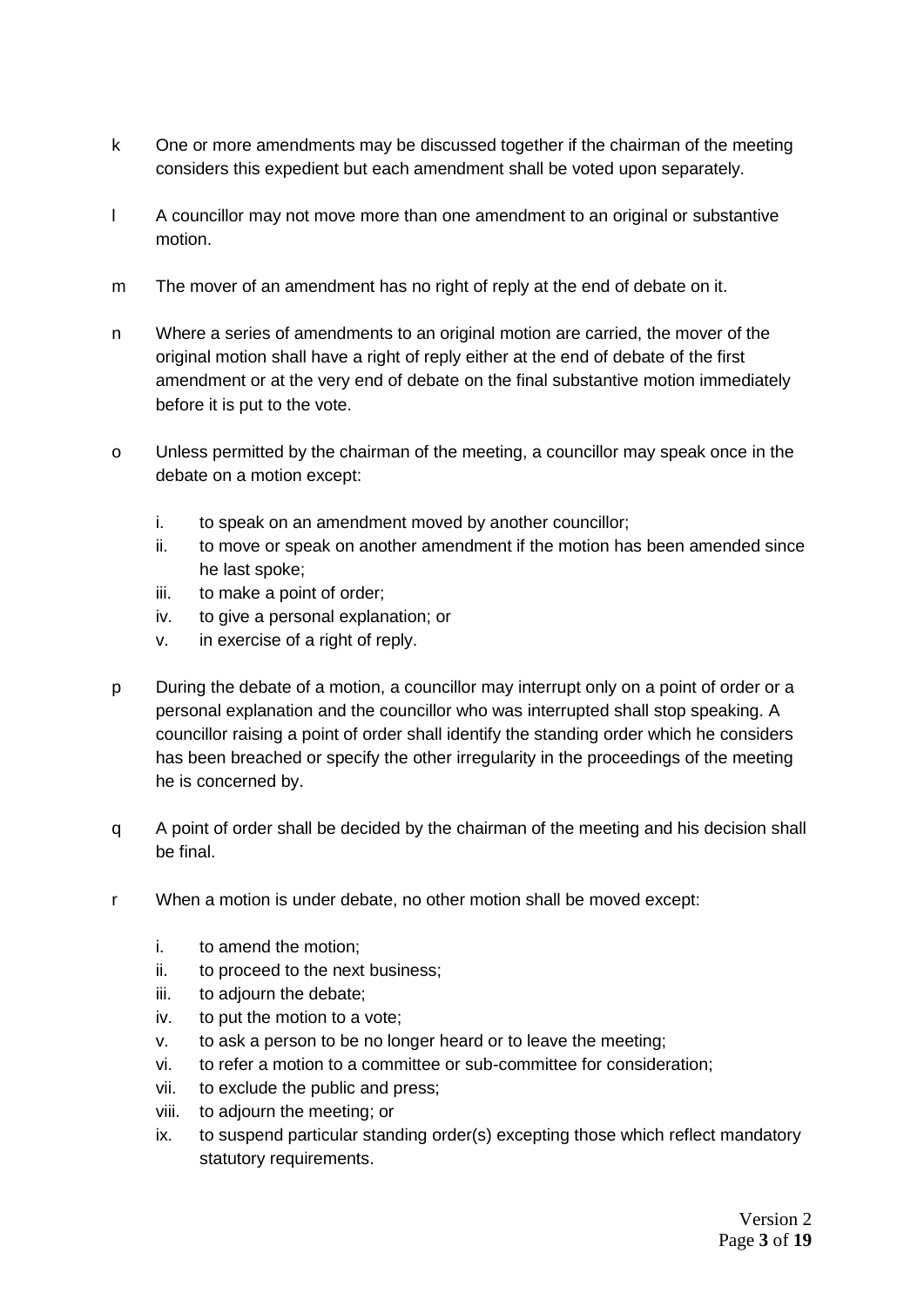k One or more amendments may be discussed together if the chairman of the meeting considers this expedient but each amendment shall be voted upon separately.

l A councillor may not move more than one amendment to an original or substantive motion.

m The mover of an amendment has no right of reply at the end of debate on it.

n Where a series of amendments to an original motion are carried, the mover of the original motion shall have a right of reply either at the end of debate of the first amendment or at the very end of debate on the final substantive motion immediately before it is put to the vote.

o Unless permitted by the chairman of the meeting, a councillor may speak once in the debate on a motion except:

   i. to speak on an amendment moved by another councillor;
   ii. to move or speak on another amendment if the motion has been amended since he last spoke;
   iii. to make a point of order;
   iv. to give a personal explanation; or
   v. in exercise of a right of reply.

p During the debate of a motion, a councillor may interrupt only on a point of order or a personal explanation and the councillor who was interrupted shall stop speaking. A councillor raising a point of order shall identify the standing order which he considers has been breached or specify the other irregularity in the proceedings of the meeting he is concerned by.

q A point of order shall be decided by the chairman of the meeting and his decision shall be final.

r When a motion is under debate, no other motion shall be moved except:

   i. to amend the motion;
   ii. to proceed to the next business;
   iii. to adjourn the debate;
   iv. to put the motion to a vote;
   v. to ask a person to be no longer heard or to leave the meeting;
   vi. to refer a motion to a committee or sub-committee for consideration;
   vii. to exclude the public and press;
   viii. to adjourn the meeting; or
   ix. to suspend particular standing order(s) excepting those which reflect mandatory statutory requirements.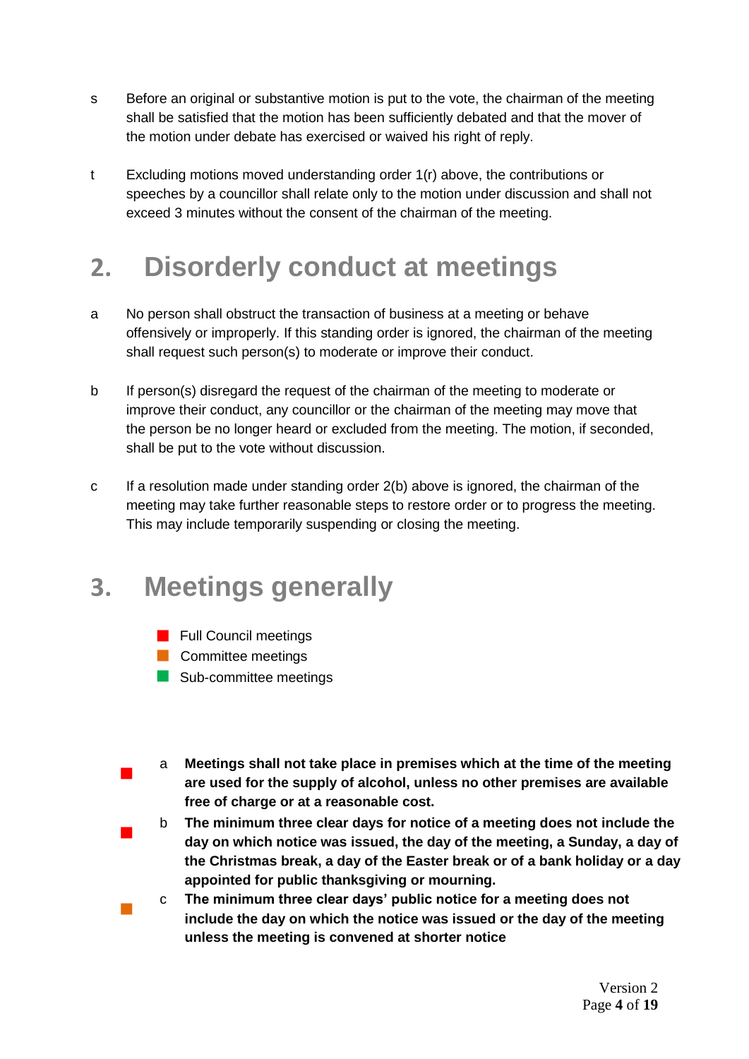s Before an original or substantive motion is put to the vote, the chairman of the meeting shall be satisfied that the motion has been sufficiently debated and that the mover of the motion under debate has exercised or waived his right of reply.

t Excluding motions moved understanding order 1(r) above, the contributions or speeches by a councillor shall relate only to the motion under discussion and shall not exceed 3 minutes without the consent of the chairman of the meeting.

## 2. Disorderly conduct at meetings

a No person shall obstruct the transaction of business at a meeting or behave offensively or improperly. If this standing order is ignored, the chairman of the meeting shall request such person(s) to moderate or improve their conduct.

b If person(s) disregard the request of the chairman of the meeting to moderate or improve their conduct, any councillor or the chairman of the meeting may move that the person be no longer heard or excluded from the meeting. The motion, if seconded, shall be put to the vote without discussion.

c If a resolution made under standing order 2(b) above is ignored, the chairman of the meeting may take further reasonable steps to restore order or to progress the meeting. This may include temporarily suspending or closing the meeting.

## 3. Meetings generally

- ■ (red) Full Council meetings
- ■ (orange) Committee meetings
- ■ (green) Sub-committee meetings

■ (red) a **Meetings shall not take place in premises which at the time of the meeting are used for the supply of alcohol, unless no other premises are available free of charge or at a reasonable cost.**

■ (red) b **The minimum three clear days for notice of a meeting does not include the day on which notice was issued, the day of the meeting, a Sunday, a day of the Christmas break, a day of the Easter break or of a bank holiday or a day appointed for public thanksgiving or mourning.**

■ (orange) c **The minimum three clear days' public notice for a meeting does not include the day on which the notice was issued or the day of the meeting unless the meeting is convened at shorter notice**

Version 2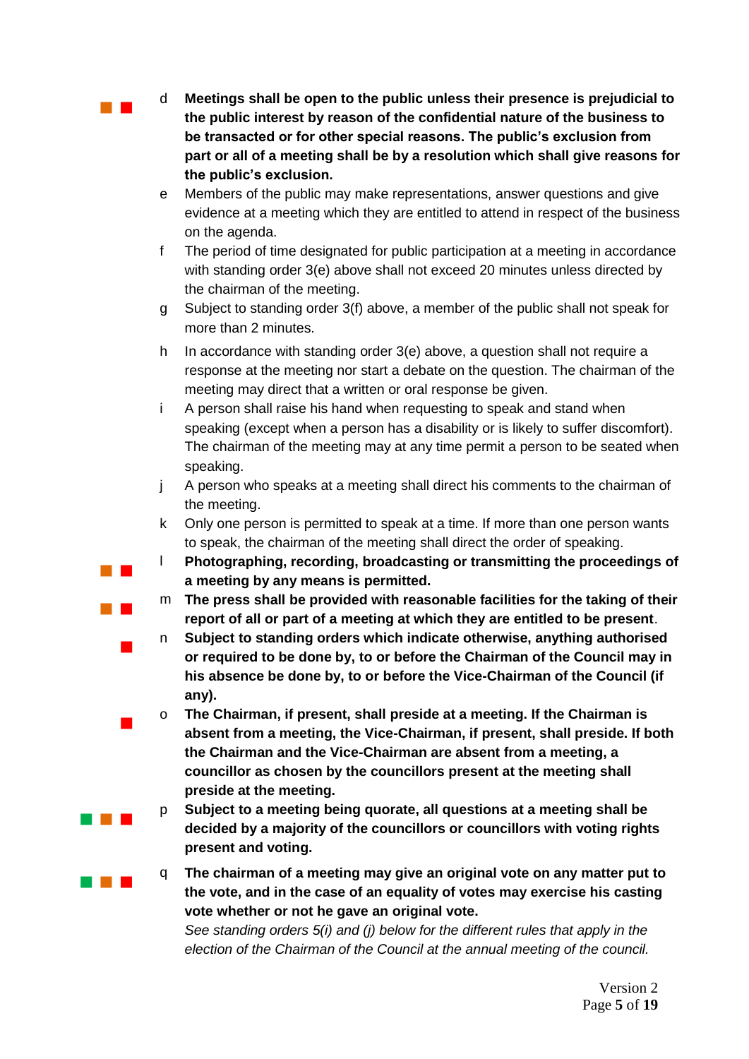d **Meetings shall be open to the public unless their presence is prejudicial to the public interest by reason of the confidential nature of the business to be transacted or for other special reasons. The public's exclusion from part or all of a meeting shall be by a resolution which shall give reasons for the public's exclusion.**

e Members of the public may make representations, answer questions and give evidence at a meeting which they are entitled to attend in respect of the business on the agenda.

f The period of time designated for public participation at a meeting in accordance with standing order 3(e) above shall not exceed 20 minutes unless directed by the chairman of the meeting.

g Subject to standing order 3(f) above, a member of the public shall not speak for more than 2 minutes.

h In accordance with standing order 3(e) above, a question shall not require a response at the meeting nor start a debate on the question. The chairman of the meeting may direct that a written or oral response be given.

i A person shall raise his hand when requesting to speak and stand when speaking (except when a person has a disability or is likely to suffer discomfort). The chairman of the meeting may at any time permit a person to be seated when speaking.

j A person who speaks at a meeting shall direct his comments to the chairman of the meeting.

k Only one person is permitted to speak at a time. If more than one person wants to speak, the chairman of the meeting shall direct the order of speaking.

l **Photographing, recording, broadcasting or transmitting the proceedings of a meeting by any means is permitted.**

m **The press shall be provided with reasonable facilities for the taking of their report of all or part of a meeting at which they are entitled to be present**.

n **Subject to standing orders which indicate otherwise, anything authorised or required to be done by, to or before the Chairman of the Council may in his absence be done by, to or before the Vice-Chairman of the Council (if any).**

o **The Chairman, if present, shall preside at a meeting. If the Chairman is absent from a meeting, the Vice-Chairman, if present, shall preside. If both the Chairman and the Vice-Chairman are absent from a meeting, a councillor as chosen by the councillors present at the meeting shall preside at the meeting.**

p **Subject to a meeting being quorate, all questions at a meeting shall be decided by a majority of the councillors or councillors with voting rights present and voting.**

q **The chairman of a meeting may give an original vote on any matter put to the vote, and in the case of an equality of votes may exercise his casting vote whether or not he gave an original vote.**
*See standing orders 5(i) and (j) below for the different rules that apply in the election of the Chairman of the Council at the annual meeting of the council.*

Version 2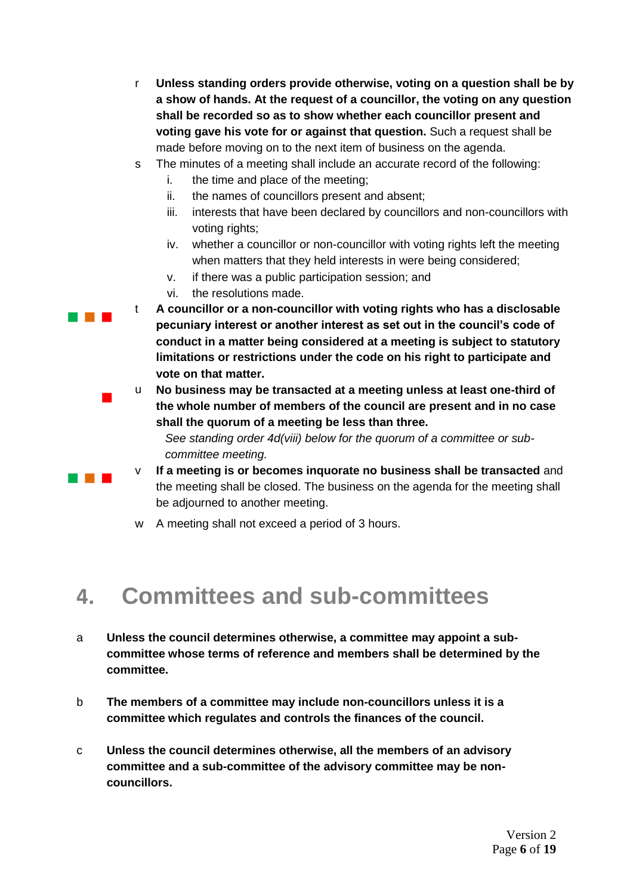r **Unless standing orders provide otherwise, voting on a question shall be by a show of hands. At the request of a councillor, the voting on any question shall be recorded so as to show whether each councillor present and voting gave his vote for or against that question.** Such a request shall be made before moving on to the next item of business on the agenda.

s The minutes of a meeting shall include an accurate record of the following:

   i. the time and place of the meeting;
   ii. the names of councillors present and absent;
   iii. interests that have been declared by councillors and non-councillors with voting rights;
   iv. whether a councillor or non-councillor with voting rights left the meeting when matters that they held interests in were being considered;
   v. if there was a public participation session; and
   vi. the resolutions made.

t **A councillor or a non-councillor with voting rights who has a disclosable pecuniary interest or another interest as set out in the council's code of conduct in a matter being considered at a meeting is subject to statutory limitations or restrictions under the code on his right to participate and vote on that matter.**

u **No business may be transacted at a meeting unless at least one-third of the whole number of members of the council are present and in no case shall the quorum of a meeting be less than three.**

   *See standing order 4d(viii) below for the quorum of a committee or sub-committee meeting.*

v **If a meeting is or becomes inquorate no business shall be transacted** and the meeting shall be closed. The business on the agenda for the meeting shall be adjourned to another meeting.

w A meeting shall not exceed a period of 3 hours.

# 4. Committees and sub-committees

a **Unless the council determines otherwise, a committee may appoint a sub-committee whose terms of reference and members shall be determined by the committee.**

b **The members of a committee may include non-councillors unless it is a committee which regulates and controls the finances of the council.**

c **Unless the council determines otherwise, all the members of an advisory committee and a sub-committee of the advisory committee may be non-councillors.**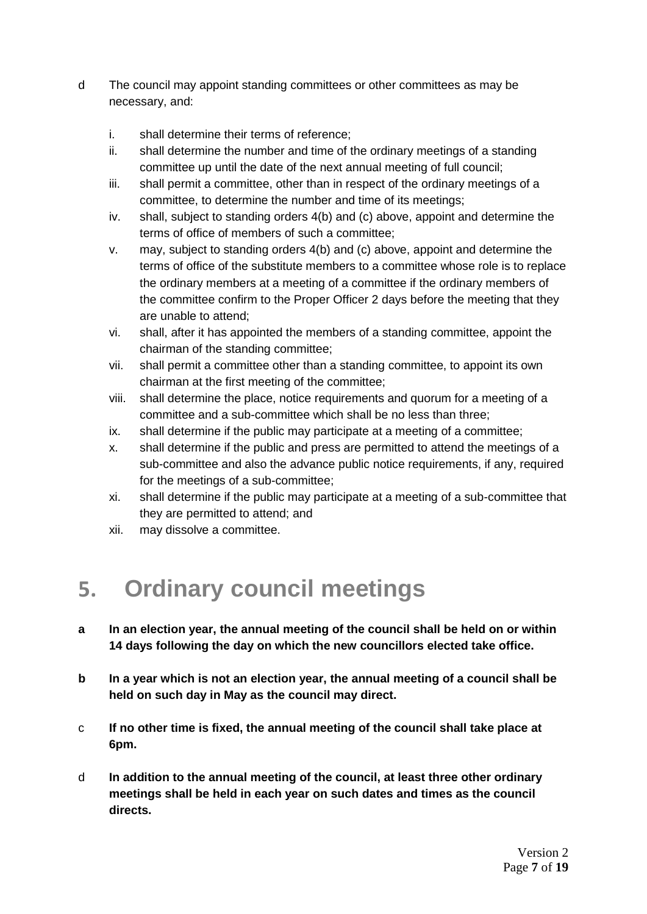d The council may appoint standing committees or other committees as may be necessary, and:

i. shall determine their terms of reference;
ii. shall determine the number and time of the ordinary meetings of a standing committee up until the date of the next annual meeting of full council;
iii. shall permit a committee, other than in respect of the ordinary meetings of a committee, to determine the number and time of its meetings;
iv. shall, subject to standing orders 4(b) and (c) above, appoint and determine the terms of office of members of such a committee;
v. may, subject to standing orders 4(b) and (c) above, appoint and determine the terms of office of the substitute members to a committee whose role is to replace the ordinary members at a meeting of a committee if the ordinary members of the committee confirm to the Proper Officer 2 days before the meeting that they are unable to attend;
vi. shall, after it has appointed the members of a standing committee, appoint the chairman of the standing committee;
vii. shall permit a committee other than a standing committee, to appoint its own chairman at the first meeting of the committee;
viii. shall determine the place, notice requirements and quorum for a meeting of a committee and a sub-committee which shall be no less than three;
ix. shall determine if the public may participate at a meeting of a committee;
x. shall determine if the public and press are permitted to attend the meetings of a sub-committee and also the advance public notice requirements, if any, required for the meetings of a sub-committee;
xi. shall determine if the public may participate at a meeting of a sub-committee that they are permitted to attend; and
xii. may dissolve a committee.

# 5. Ordinary council meetings

**a In an election year, the annual meeting of the council shall be held on or within 14 days following the day on which the new councillors elected take office.**

**b In a year which is not an election year, the annual meeting of a council shall be held on such day in May as the council may direct.**

c **If no other time is fixed, the annual meeting of the council shall take place at 6pm.**

d **In addition to the annual meeting of the council, at least three other ordinary meetings shall be held in each year on such dates and times as the council directs.**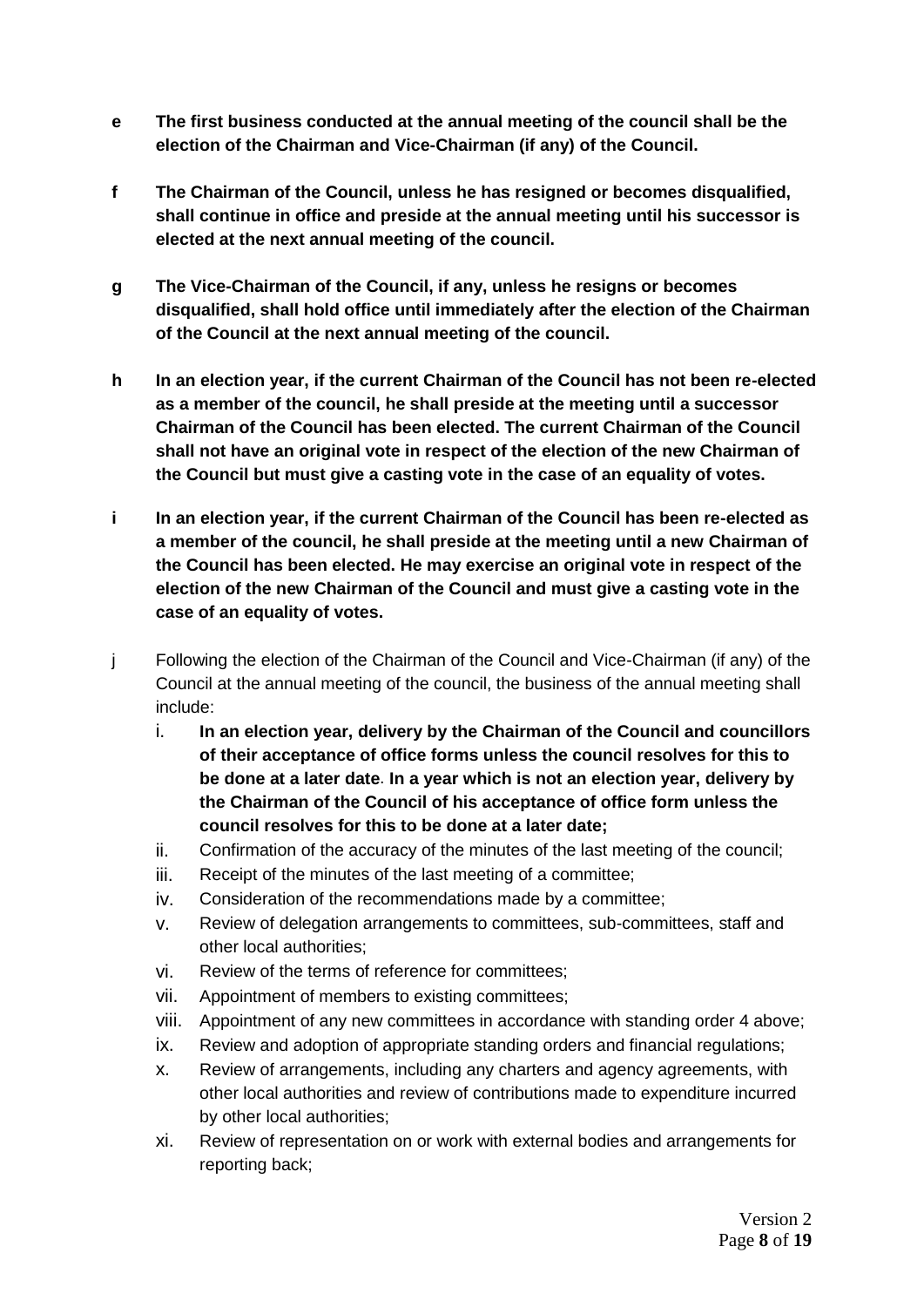- **e** **The first business conducted at the annual meeting of the council shall be the election of the Chairman and Vice-Chairman (if any) of the Council.**

- **f** **The Chairman of the Council, unless he has resigned or becomes disqualified, shall continue in office and preside at the annual meeting until his successor is elected at the next annual meeting of the council.**

- **g** **The Vice-Chairman of the Council, if any, unless he resigns or becomes disqualified, shall hold office until immediately after the election of the Chairman of the Council at the next annual meeting of the council.**

- **h** **In an election year, if the current Chairman of the Council has not been re-elected as a member of the council, he shall preside at the meeting until a successor Chairman of the Council has been elected. The current Chairman of the Council shall not have an original vote in respect of the election of the new Chairman of the Council but must give a casting vote in the case of an equality of votes.**

- **i** **In an election year, if the current Chairman of the Council has been re-elected as a member of the council, he shall preside at the meeting until a new Chairman of the Council has been elected. He may exercise an original vote in respect of the election of the new Chairman of the Council and must give a casting vote in the case of an equality of votes.**

- j Following the election of the Chairman of the Council and Vice-Chairman (if any) of the Council at the annual meeting of the council, the business of the annual meeting shall include:
  - i. **In an election year, delivery by the Chairman of the Council and councillors of their acceptance of office forms unless the council resolves for this to be done at a later date**. **In a year which is not an election year, delivery by the Chairman of the Council of his acceptance of office form unless the council resolves for this to be done at a later date;**
  - ii. Confirmation of the accuracy of the minutes of the last meeting of the council;
  - iii. Receipt of the minutes of the last meeting of a committee;
  - iv. Consideration of the recommendations made by a committee;
  - v. Review of delegation arrangements to committees, sub-committees, staff and other local authorities;
  - vi. Review of the terms of reference for committees;
  - vii. Appointment of members to existing committees;
  - viii. Appointment of any new committees in accordance with standing order 4 above;
  - ix. Review and adoption of appropriate standing orders and financial regulations;
  - x. Review of arrangements, including any charters and agency agreements, with other local authorities and review of contributions made to expenditure incurred by other local authorities;
  - xi. Review of representation on or work with external bodies and arrangements for reporting back;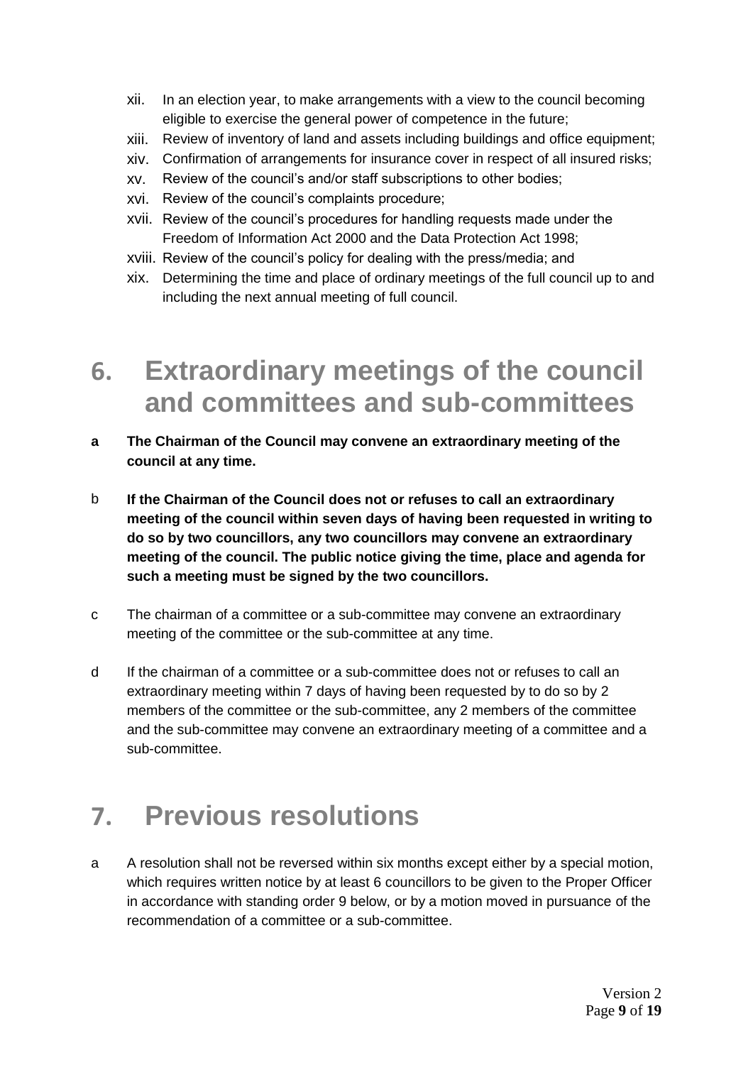xii. In an election year, to make arrangements with a view to the council becoming eligible to exercise the general power of competence in the future;

xiii. Review of inventory of land and assets including buildings and office equipment;

xiv. Confirmation of arrangements for insurance cover in respect of all insured risks;

xv. Review of the council's and/or staff subscriptions to other bodies;

xvi. Review of the council's complaints procedure;

xvii. Review of the council's procedures for handling requests made under the Freedom of Information Act 2000 and the Data Protection Act 1998;

xviii. Review of the council's policy for dealing with the press/media; and

xix. Determining the time and place of ordinary meetings of the full council up to and including the next annual meeting of full council.

# 6. Extraordinary meetings of the council and committees and sub-committees

**a The Chairman of the Council may convene an extraordinary meeting of the council at any time.**

**b If the Chairman of the Council does not or refuses to call an extraordinary meeting of the council within seven days of having been requested in writing to do so by two councillors, any two councillors may convene an extraordinary meeting of the council. The public notice giving the time, place and agenda for such a meeting must be signed by the two councillors.**

c The chairman of a committee or a sub-committee may convene an extraordinary meeting of the committee or the sub-committee at any time.

d If the chairman of a committee or a sub-committee does not or refuses to call an extraordinary meeting within 7 days of having been requested by to do so by 2 members of the committee or the sub-committee, any 2 members of the committee and the sub-committee may convene an extraordinary meeting of a committee and a sub-committee.

# 7. Previous resolutions

a A resolution shall not be reversed within six months except either by a special motion, which requires written notice by at least 6 councillors to be given to the Proper Officer in accordance with standing order 9 below, or by a motion moved in pursuance of the recommendation of a committee or a sub-committee.

Version 2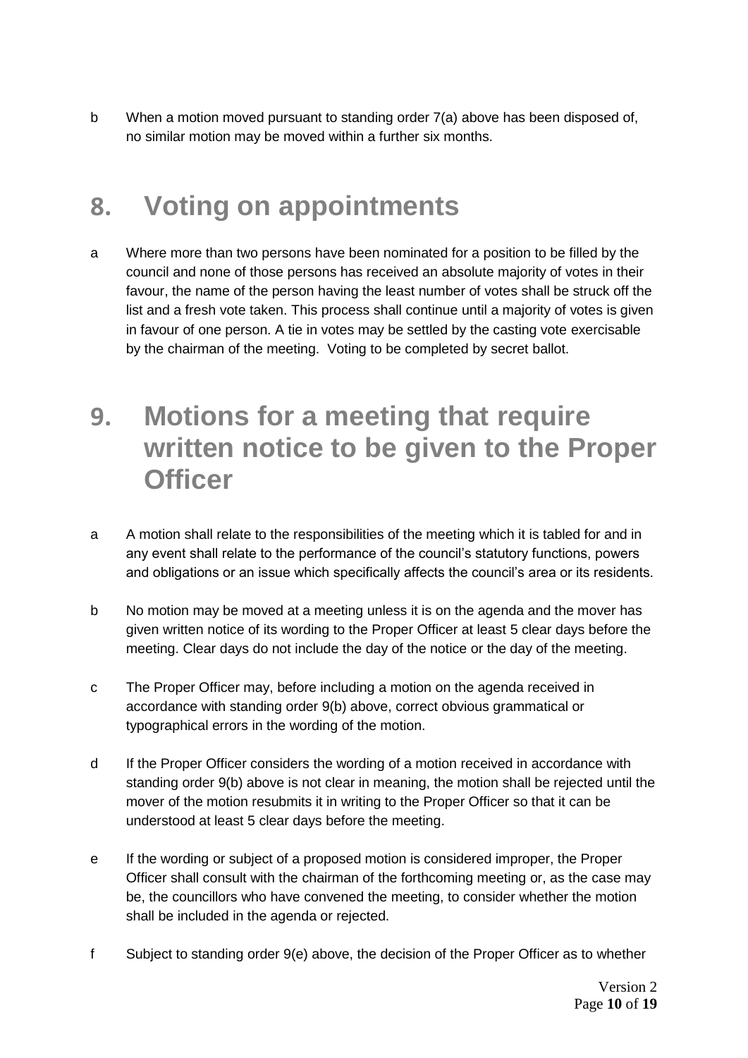b When a motion moved pursuant to standing order 7(a) above has been disposed of, no similar motion may be moved within a further six months.

## 8. Voting on appointments

a Where more than two persons have been nominated for a position to be filled by the council and none of those persons has received an absolute majority of votes in their favour, the name of the person having the least number of votes shall be struck off the list and a fresh vote taken. This process shall continue until a majority of votes is given in favour of one person. A tie in votes may be settled by the casting vote exercisable by the chairman of the meeting. Voting to be completed by secret ballot.

## 9. Motions for a meeting that require written notice to be given to the Proper Officer

a A motion shall relate to the responsibilities of the meeting which it is tabled for and in any event shall relate to the performance of the council's statutory functions, powers and obligations or an issue which specifically affects the council's area or its residents.

b No motion may be moved at a meeting unless it is on the agenda and the mover has given written notice of its wording to the Proper Officer at least 5 clear days before the meeting. Clear days do not include the day of the notice or the day of the meeting.

c The Proper Officer may, before including a motion on the agenda received in accordance with standing order 9(b) above, correct obvious grammatical or typographical errors in the wording of the motion.

d If the Proper Officer considers the wording of a motion received in accordance with standing order 9(b) above is not clear in meaning, the motion shall be rejected until the mover of the motion resubmits it in writing to the Proper Officer so that it can be understood at least 5 clear days before the meeting.

e If the wording or subject of a proposed motion is considered improper, the Proper Officer shall consult with the chairman of the forthcoming meeting or, as the case may be, the councillors who have convened the meeting, to consider whether the motion shall be included in the agenda or rejected.

f Subject to standing order 9(e) above, the decision of the Proper Officer as to whether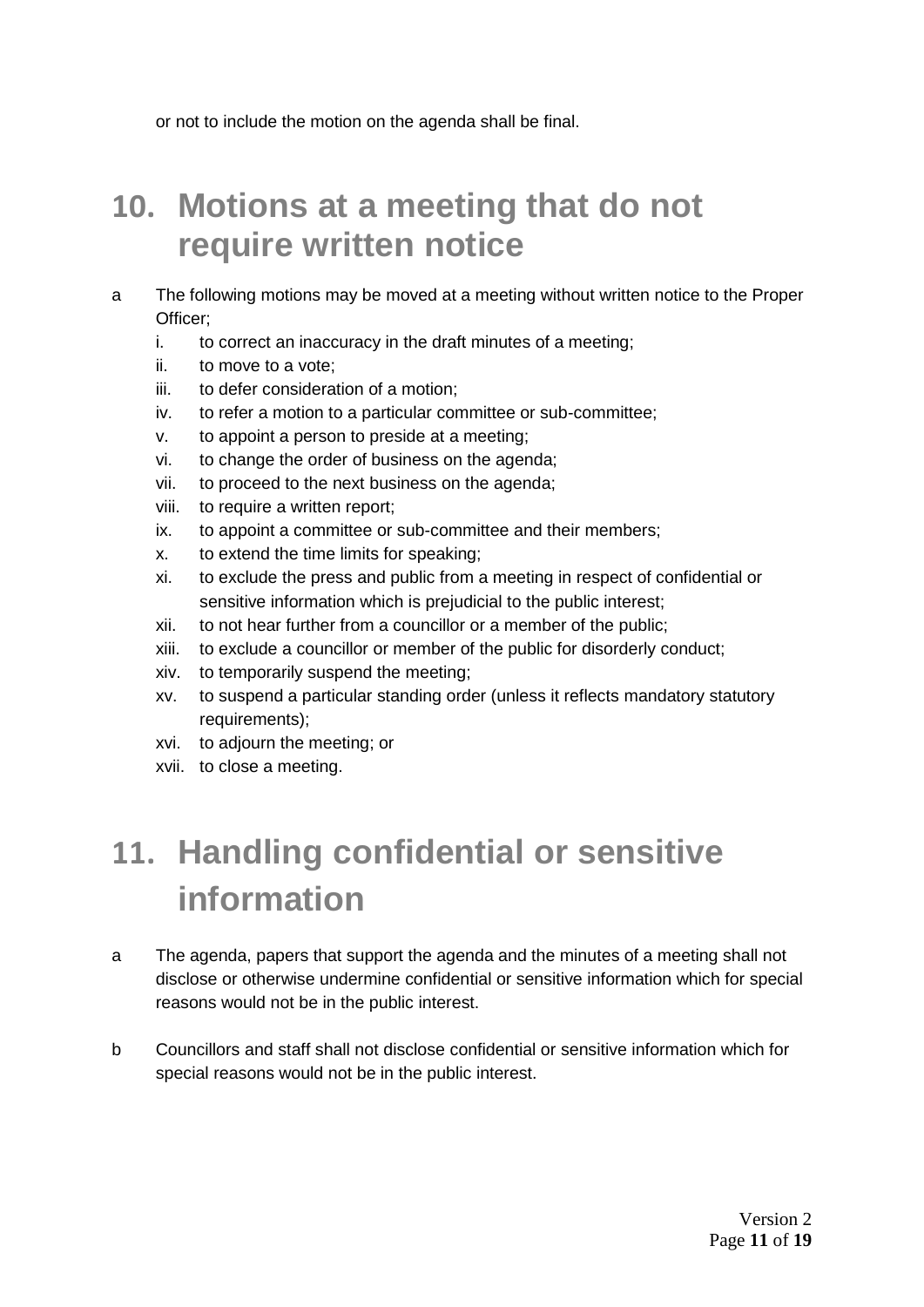or not to include the motion on the agenda shall be final.

# 10. Motions at a meeting that do not require written notice

a The following motions may be moved at a meeting without written notice to the Proper Officer;

- i. to correct an inaccuracy in the draft minutes of a meeting;
- ii. to move to a vote;
- iii. to defer consideration of a motion;
- iv. to refer a motion to a particular committee or sub-committee;
- v. to appoint a person to preside at a meeting;
- vi. to change the order of business on the agenda;
- vii. to proceed to the next business on the agenda;
- viii. to require a written report;
- ix. to appoint a committee or sub-committee and their members;
- x. to extend the time limits for speaking;
- xi. to exclude the press and public from a meeting in respect of confidential or sensitive information which is prejudicial to the public interest;
- xii. to not hear further from a councillor or a member of the public;
- xiii. to exclude a councillor or member of the public for disorderly conduct;
- xiv. to temporarily suspend the meeting;
- xv. to suspend a particular standing order (unless it reflects mandatory statutory requirements);
- xvi. to adjourn the meeting; or
- xvii. to close a meeting.

# 11. Handling confidential or sensitive information

a The agenda, papers that support the agenda and the minutes of a meeting shall not disclose or otherwise undermine confidential or sensitive information which for special reasons would not be in the public interest.

b Councillors and staff shall not disclose confidential or sensitive information which for special reasons would not be in the public interest.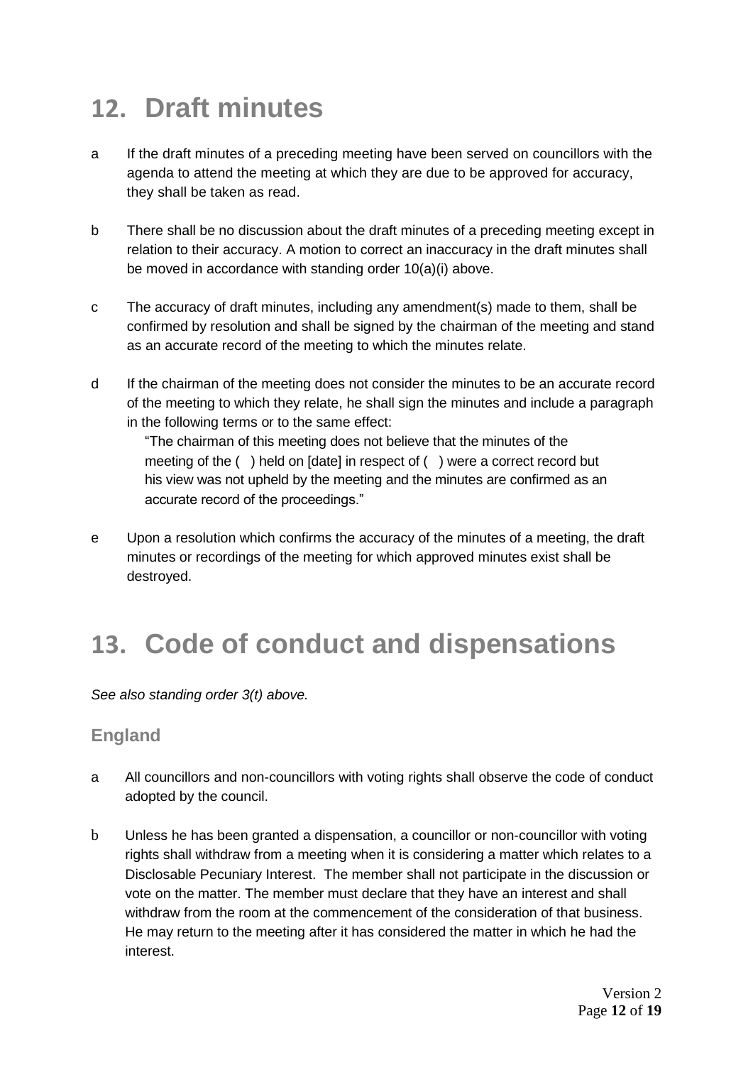# 12. Draft minutes

a If the draft minutes of a preceding meeting have been served on councillors with the agenda to attend the meeting at which they are due to be approved for accuracy, they shall be taken as read.

b There shall be no discussion about the draft minutes of a preceding meeting except in relation to their accuracy. A motion to correct an inaccuracy in the draft minutes shall be moved in accordance with standing order 10(a)(i) above.

c The accuracy of draft minutes, including any amendment(s) made to them, shall be confirmed by resolution and shall be signed by the chairman of the meeting and stand as an accurate record of the meeting to which the minutes relate.

d If the chairman of the meeting does not consider the minutes to be an accurate record of the meeting to which they relate, he shall sign the minutes and include a paragraph in the following terms or to the same effect:

> "The chairman of this meeting does not believe that the minutes of the meeting of the ( ) held on [date] in respect of ( ) were a correct record but his view was not upheld by the meeting and the minutes are confirmed as an accurate record of the proceedings."

e Upon a resolution which confirms the accuracy of the minutes of a meeting, the draft minutes or recordings of the meeting for which approved minutes exist shall be destroyed.

# 13. Code of conduct and dispensations

*See also standing order 3(t) above.*

## England

a All councillors and non-councillors with voting rights shall observe the code of conduct adopted by the council.

b Unless he has been granted a dispensation, a councillor or non-councillor with voting rights shall withdraw from a meeting when it is considering a matter which relates to a Disclosable Pecuniary Interest. The member shall not participate in the discussion or vote on the matter. The member must declare that they have an interest and shall withdraw from the room at the commencement of the consideration of that business. He may return to the meeting after it has considered the matter in which he had the interest.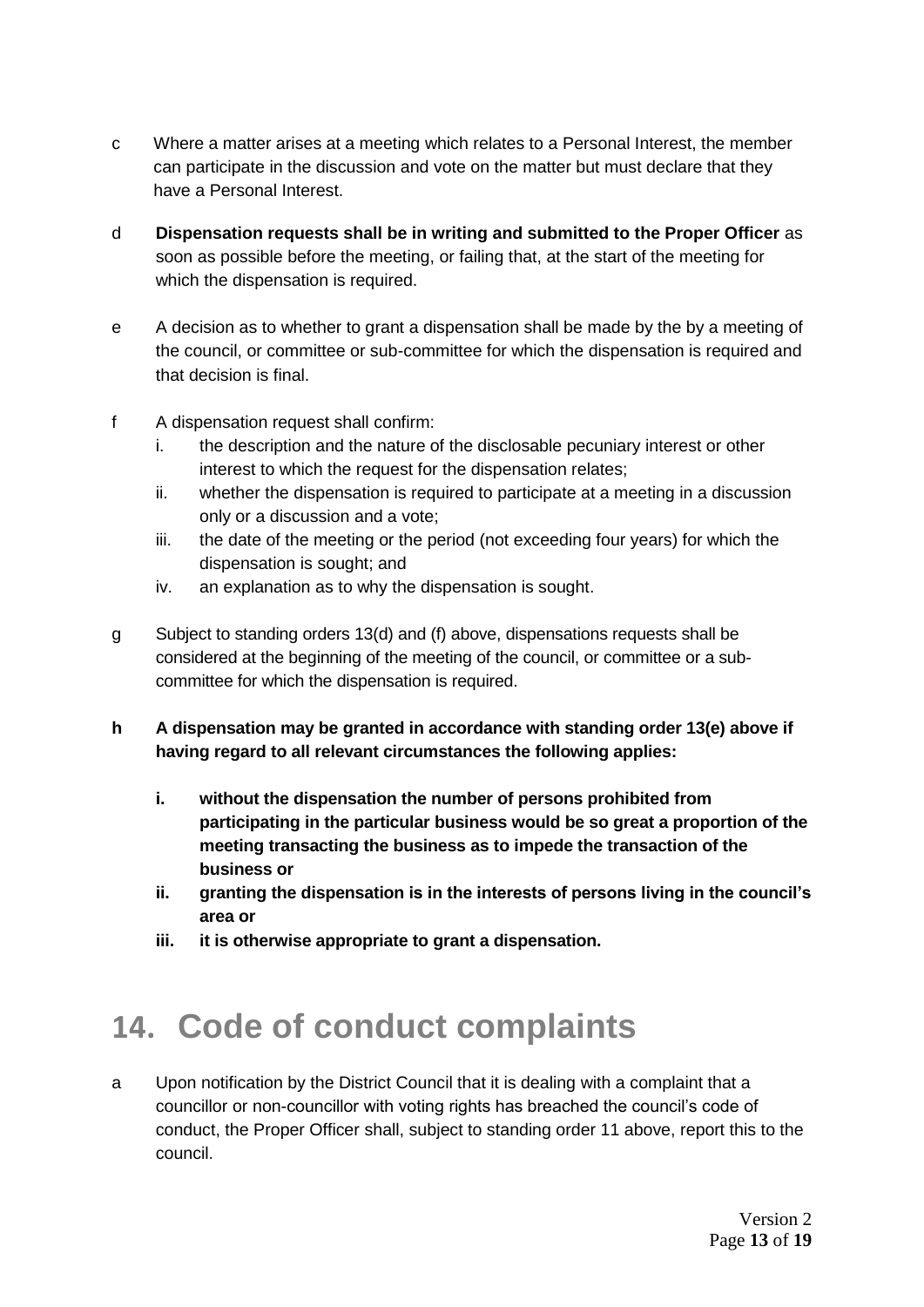c Where a matter arises at a meeting which relates to a Personal Interest, the member can participate in the discussion and vote on the matter but must declare that they have a Personal Interest.

d **Dispensation requests shall be in writing and submitted to the Proper Officer** as soon as possible before the meeting, or failing that, at the start of the meeting for which the dispensation is required.

e A decision as to whether to grant a dispensation shall be made by the by a meeting of the council, or committee or sub-committee for which the dispensation is required and that decision is final.

f A dispensation request shall confirm:

  i. the description and the nature of the disclosable pecuniary interest or other interest to which the request for the dispensation relates;
  ii. whether the dispensation is required to participate at a meeting in a discussion only or a discussion and a vote;
  iii. the date of the meeting or the period (not exceeding four years) for which the dispensation is sought; and
  iv. an explanation as to why the dispensation is sought.

g Subject to standing orders 13(d) and (f) above, dispensations requests shall be considered at the beginning of the meeting of the council, or committee or a sub-committee for which the dispensation is required.

**h A dispensation may be granted in accordance with standing order 13(e) above if having regard to all relevant circumstances the following applies:**

  **i. without the dispensation the number of persons prohibited from participating in the particular business would be so great a proportion of the meeting transacting the business as to impede the transaction of the business or**
  **ii. granting the dispensation is in the interests of persons living in the council's area or**
  **iii. it is otherwise appropriate to grant a dispensation.**

# 14. Code of conduct complaints

a Upon notification by the District Council that it is dealing with a complaint that a councillor or non-councillor with voting rights has breached the council's code of conduct, the Proper Officer shall, subject to standing order 11 above, report this to the council.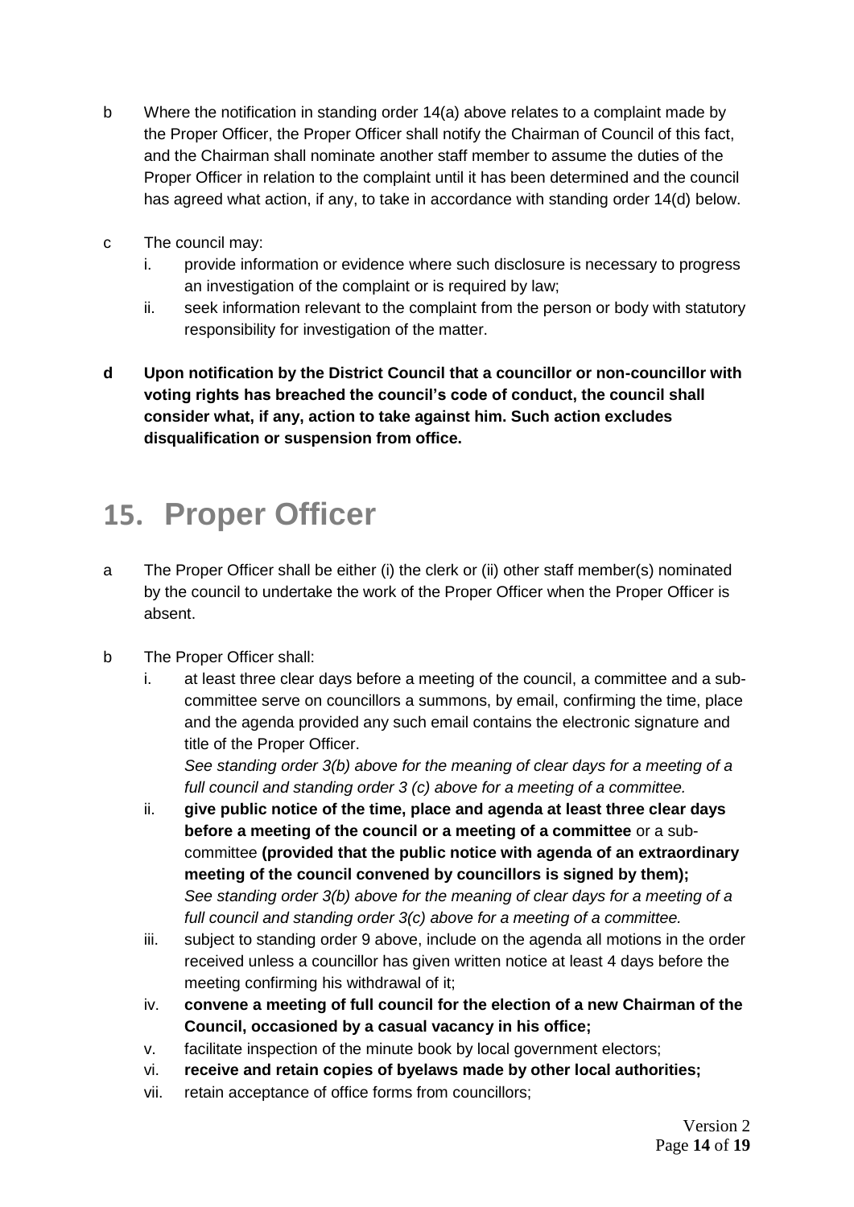b Where the notification in standing order 14(a) above relates to a complaint made by the Proper Officer, the Proper Officer shall notify the Chairman of Council of this fact, and the Chairman shall nominate another staff member to assume the duties of the Proper Officer in relation to the complaint until it has been determined and the council has agreed what action, if any, to take in accordance with standing order 14(d) below.

c The council may:
   i. provide information or evidence where such disclosure is necessary to progress an investigation of the complaint or is required by law;
   ii. seek information relevant to the complaint from the person or body with statutory responsibility for investigation of the matter.

**d Upon notification by the District Council that a councillor or non-councillor with voting rights has breached the council's code of conduct, the council shall consider what, if any, action to take against him. Such action excludes disqualification or suspension from office.**

## 15. Proper Officer

a The Proper Officer shall be either (i) the clerk or (ii) other staff member(s) nominated by the council to undertake the work of the Proper Officer when the Proper Officer is absent.

b The Proper Officer shall:
   i. at least three clear days before a meeting of the council, a committee and a sub-committee serve on councillors a summons, by email, confirming the time, place and the agenda provided any such email contains the electronic signature and title of the Proper Officer.
   *See standing order 3(b) above for the meaning of clear days for a meeting of a full council and standing order 3 (c) above for a meeting of a committee.*
   ii. **give public notice of the time, place and agenda at least three clear days before a meeting of the council or a meeting of a committee** or a sub-committee **(provided that the public notice with agenda of an extraordinary meeting of the council convened by councillors is signed by them);**
   *See standing order 3(b) above for the meaning of clear days for a meeting of a full council and standing order 3(c) above for a meeting of a committee.*
   iii. subject to standing order 9 above, include on the agenda all motions in the order received unless a councillor has given written notice at least 4 days before the meeting confirming his withdrawal of it;
   iv. **convene a meeting of full council for the election of a new Chairman of the Council, occasioned by a casual vacancy in his office;**
   v. facilitate inspection of the minute book by local government electors;
   vi. **receive and retain copies of byelaws made by other local authorities;**
   vii. retain acceptance of office forms from councillors;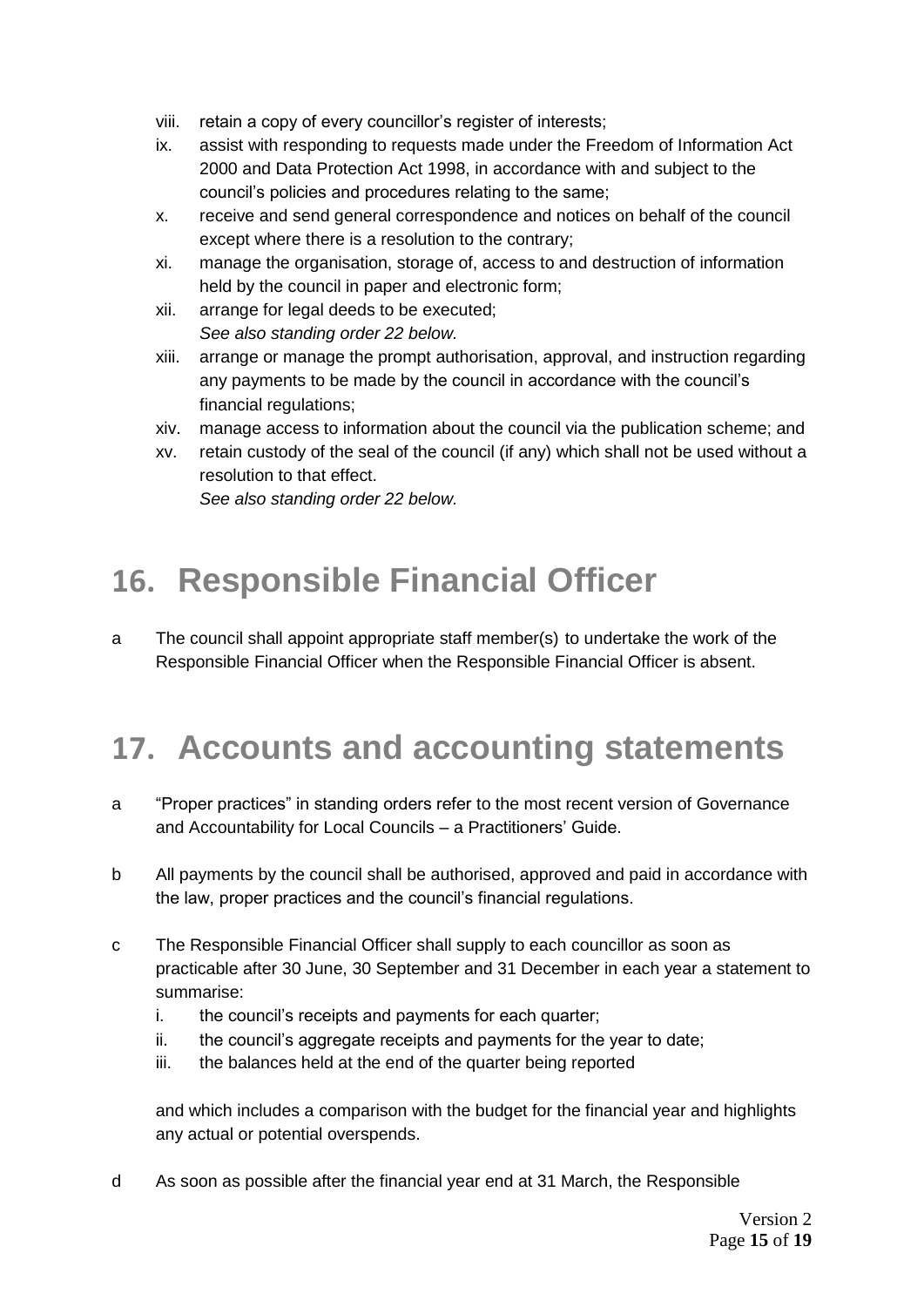viii. retain a copy of every councillor's register of interests;

ix. assist with responding to requests made under the Freedom of Information Act 2000 and Data Protection Act 1998, in accordance with and subject to the council's policies and procedures relating to the same;

x. receive and send general correspondence and notices on behalf of the council except where there is a resolution to the contrary;

xi. manage the organisation, storage of, access to and destruction of information held by the council in paper and electronic form;

xii. arrange for legal deeds to be executed;
*See also standing order 22 below.*

xiii. arrange or manage the prompt authorisation, approval, and instruction regarding any payments to be made by the council in accordance with the council's financial regulations;

xiv. manage access to information about the council via the publication scheme; and

xv. retain custody of the seal of the council (if any) which shall not be used without a resolution to that effect.
*See also standing order 22 below.*

# 16. Responsible Financial Officer

a The council shall appoint appropriate staff member(s) to undertake the work of the Responsible Financial Officer when the Responsible Financial Officer is absent.

# 17. Accounts and accounting statements

a "Proper practices" in standing orders refer to the most recent version of Governance and Accountability for Local Councils – a Practitioners' Guide.

b All payments by the council shall be authorised, approved and paid in accordance with the law, proper practices and the council's financial regulations.

c The Responsible Financial Officer shall supply to each councillor as soon as practicable after 30 June, 30 September and 31 December in each year a statement to summarise:

i. the council's receipts and payments for each quarter;
ii. the council's aggregate receipts and payments for the year to date;
iii. the balances held at the end of the quarter being reported

and which includes a comparison with the budget for the financial year and highlights any actual or potential overspends.

d As soon as possible after the financial year end at 31 March, the Responsible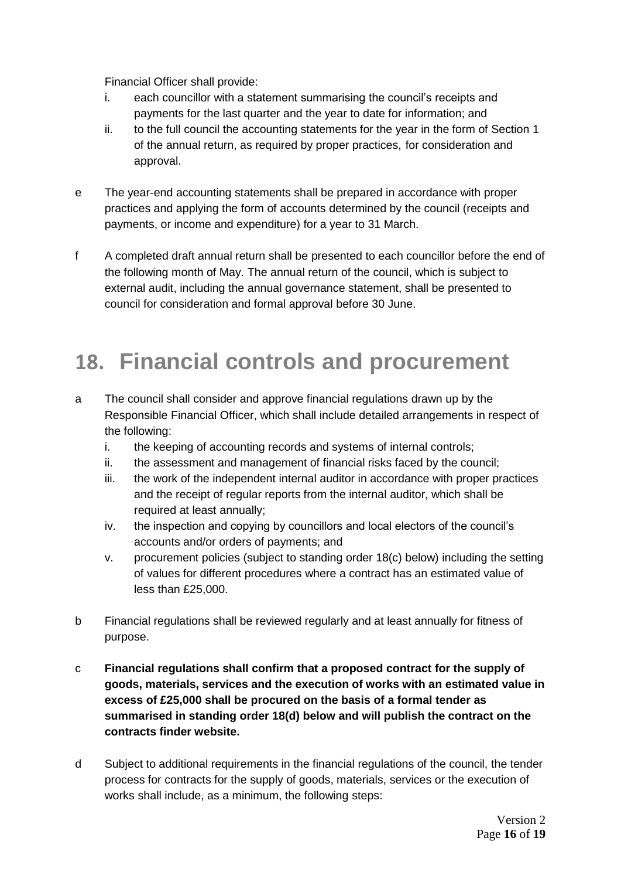Financial Officer shall provide:

  i. each councillor with a statement summarising the council's receipts and payments for the last quarter and the year to date for information; and
  ii. to the full council the accounting statements for the year in the form of Section 1 of the annual return, as required by proper practices, for consideration and approval.

e The year-end accounting statements shall be prepared in accordance with proper practices and applying the form of accounts determined by the council (receipts and payments, or income and expenditure) for a year to 31 March.

f A completed draft annual return shall be presented to each councillor before the end of the following month of May. The annual return of the council, which is subject to external audit, including the annual governance statement, shall be presented to council for consideration and formal approval before 30 June.

# 18. Financial controls and procurement

a The council shall consider and approve financial regulations drawn up by the Responsible Financial Officer, which shall include detailed arrangements in respect of the following:

  i. the keeping of accounting records and systems of internal controls;
  ii. the assessment and management of financial risks faced by the council;
  iii. the work of the independent internal auditor in accordance with proper practices and the receipt of regular reports from the internal auditor, which shall be required at least annually;
  iv. the inspection and copying by councillors and local electors of the council's accounts and/or orders of payments; and
  v. procurement policies (subject to standing order 18(c) below) including the setting of values for different procedures where a contract has an estimated value of less than £25,000.

b Financial regulations shall be reviewed regularly and at least annually for fitness of purpose.

c **Financial regulations shall confirm that a proposed contract for the supply of goods, materials, services and the execution of works with an estimated value in excess of £25,000 shall be procured on the basis of a formal tender as summarised in standing order 18(d) below and will publish the contract on the contracts finder website.**

d Subject to additional requirements in the financial regulations of the council, the tender process for contracts for the supply of goods, materials, services or the execution of works shall include, as a minimum, the following steps:

Version 2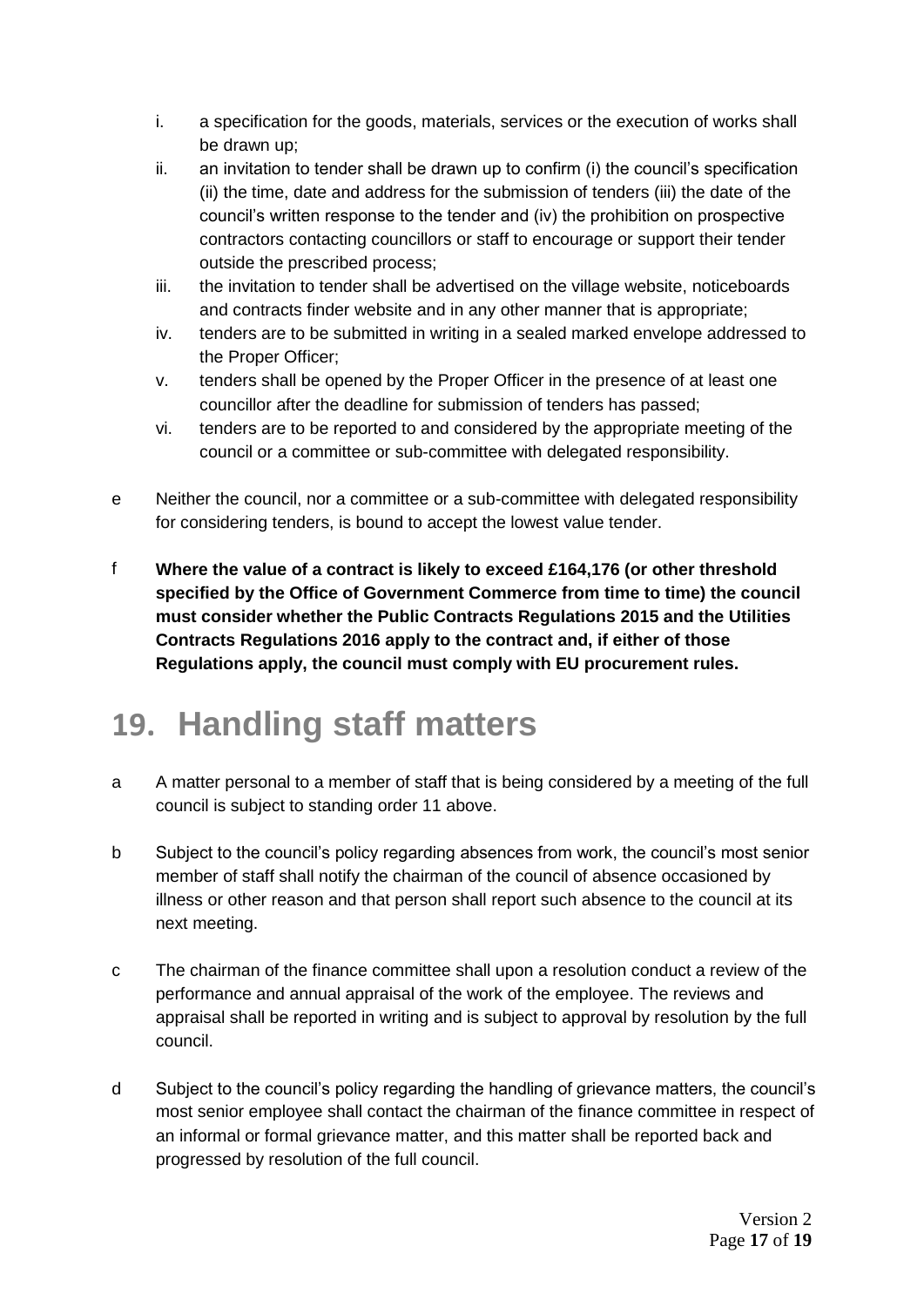i. a specification for the goods, materials, services or the execution of works shall be drawn up;
ii. an invitation to tender shall be drawn up to confirm (i) the council's specification (ii) the time, date and address for the submission of tenders (iii) the date of the council's written response to the tender and (iv) the prohibition on prospective contractors contacting councillors or staff to encourage or support their tender outside the prescribed process;
iii. the invitation to tender shall be advertised on the village website, noticeboards and contracts finder website and in any other manner that is appropriate;
iv. tenders are to be submitted in writing in a sealed marked envelope addressed to the Proper Officer;
v. tenders shall be opened by the Proper Officer in the presence of at least one councillor after the deadline for submission of tenders has passed;
vi. tenders are to be reported to and considered by the appropriate meeting of the council or a committee or sub-committee with delegated responsibility.

e Neither the council, nor a committee or a sub-committee with delegated responsibility for considering tenders, is bound to accept the lowest value tender.

f **Where the value of a contract is likely to exceed £164,176 (or other threshold specified by the Office of Government Commerce from time to time) the council must consider whether the Public Contracts Regulations 2015 and the Utilities Contracts Regulations 2016 apply to the contract and, if either of those Regulations apply, the council must comply with EU procurement rules.**

# 19. Handling staff matters

a A matter personal to a member of staff that is being considered by a meeting of the full council is subject to standing order 11 above.

b Subject to the council's policy regarding absences from work, the council's most senior member of staff shall notify the chairman of the council of absence occasioned by illness or other reason and that person shall report such absence to the council at its next meeting.

c The chairman of the finance committee shall upon a resolution conduct a review of the performance and annual appraisal of the work of the employee. The reviews and appraisal shall be reported in writing and is subject to approval by resolution by the full council.

d Subject to the council's policy regarding the handling of grievance matters, the council's most senior employee shall contact the chairman of the finance committee in respect of an informal or formal grievance matter, and this matter shall be reported back and progressed by resolution of the full council.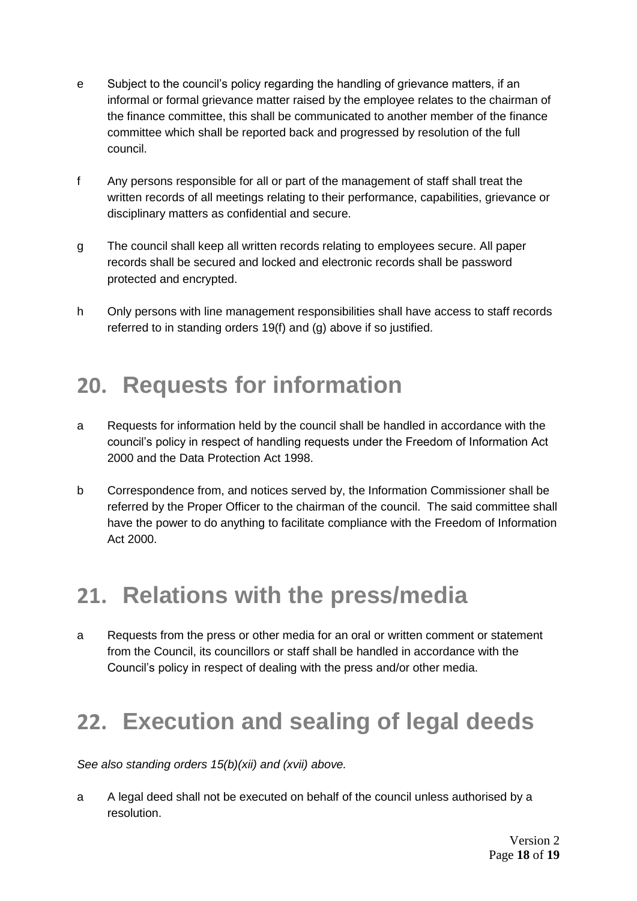e Subject to the council's policy regarding the handling of grievance matters, if an informal or formal grievance matter raised by the employee relates to the chairman of the finance committee, this shall be communicated to another member of the finance committee which shall be reported back and progressed by resolution of the full council.

f Any persons responsible for all or part of the management of staff shall treat the written records of all meetings relating to their performance, capabilities, grievance or disciplinary matters as confidential and secure.

g The council shall keep all written records relating to employees secure. All paper records shall be secured and locked and electronic records shall be password protected and encrypted.

h Only persons with line management responsibilities shall have access to staff records referred to in standing orders 19(f) and (g) above if so justified.

## 20. Requests for information

a Requests for information held by the council shall be handled in accordance with the council's policy in respect of handling requests under the Freedom of Information Act 2000 and the Data Protection Act 1998.

b Correspondence from, and notices served by, the Information Commissioner shall be referred by the Proper Officer to the chairman of the council. The said committee shall have the power to do anything to facilitate compliance with the Freedom of Information Act 2000.

## 21. Relations with the press/media

a Requests from the press or other media for an oral or written comment or statement from the Council, its councillors or staff shall be handled in accordance with the Council's policy in respect of dealing with the press and/or other media.

## 22. Execution and sealing of legal deeds

*See also standing orders 15(b)(xii) and (xvii) above.*

a A legal deed shall not be executed on behalf of the council unless authorised by a resolution.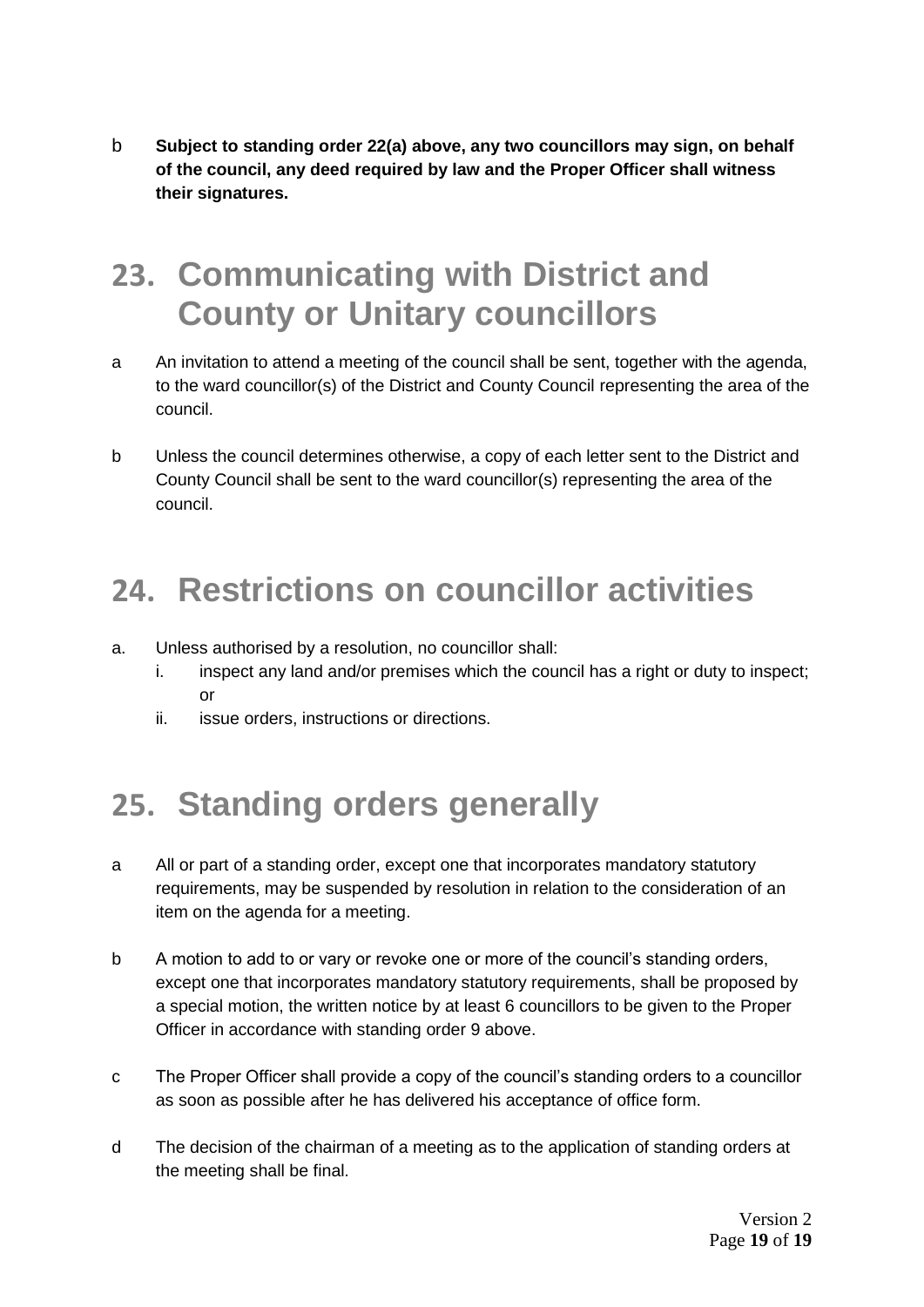b **Subject to standing order 22(a) above, any two councillors may sign, on behalf of the council, any deed required by law and the Proper Officer shall witness their signatures.**

## 23. Communicating with District and County or Unitary councillors

a An invitation to attend a meeting of the council shall be sent, together with the agenda, to the ward councillor(s) of the District and County Council representing the area of the council.

b Unless the council determines otherwise, a copy of each letter sent to the District and County Council shall be sent to the ward councillor(s) representing the area of the council.

## 24. Restrictions on councillor activities

a. Unless authorised by a resolution, no councillor shall:
   i. inspect any land and/or premises which the council has a right or duty to inspect; or
   ii. issue orders, instructions or directions.

## 25. Standing orders generally

a All or part of a standing order, except one that incorporates mandatory statutory requirements, may be suspended by resolution in relation to the consideration of an item on the agenda for a meeting.

b A motion to add to or vary or revoke one or more of the council's standing orders, except one that incorporates mandatory statutory requirements, shall be proposed by a special motion, the written notice by at least 6 councillors to be given to the Proper Officer in accordance with standing order 9 above.

c The Proper Officer shall provide a copy of the council's standing orders to a councillor as soon as possible after he has delivered his acceptance of office form.

d The decision of the chairman of a meeting as to the application of standing orders at the meeting shall be final.

Version 2